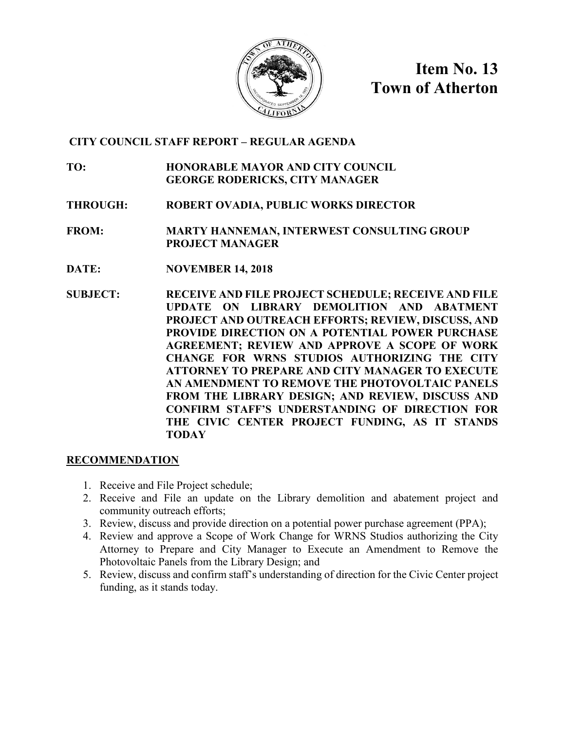# Item No. 13
# Town of Atherton

**CITY COUNCIL STAFF REPORT – REGULAR AGENDA**

**TO:** HONORABLE MAYOR AND CITY COUNCIL
GEORGE RODERICKS, CITY MANAGER

**THROUGH:** ROBERT OVADIA, PUBLIC WORKS DIRECTOR

**FROM:** MARTY HANNEMAN, INTERWEST CONSULTING GROUP PROJECT MANAGER

**DATE:** NOVEMBER 14, 2018

**SUBJECT:** RECEIVE AND FILE PROJECT SCHEDULE; RECEIVE AND FILE UPDATE ON LIBRARY DEMOLITION AND ABATMENT PROJECT AND OUTREACH EFFORTS; REVIEW, DISCUSS, AND PROVIDE DIRECTION ON A POTENTIAL POWER PURCHASE AGREEMENT; REVIEW AND APPROVE A SCOPE OF WORK CHANGE FOR WRNS STUDIOS AUTHORIZING THE CITY ATTORNEY TO PREPARE AND CITY MANAGER TO EXECUTE AN AMENDMENT TO REMOVE THE PHOTOVOLTAIC PANELS FROM THE LIBRARY DESIGN; AND REVIEW, DISCUSS AND CONFIRM STAFF'S UNDERSTANDING OF DIRECTION FOR THE CIVIC CENTER PROJECT FUNDING, AS IT STANDS TODAY

## RECOMMENDATION

1. Receive and File Project schedule;
2. Receive and File an update on the Library demolition and abatement project and community outreach efforts;
3. Review, discuss and provide direction on a potential power purchase agreement (PPA);
4. Review and approve a Scope of Work Change for WRNS Studios authorizing the City Attorney to Prepare and City Manager to Execute an Amendment to Remove the Photovoltaic Panels from the Library Design; and
5. Review, discuss and confirm staff's understanding of direction for the Civic Center project funding, as it stands today.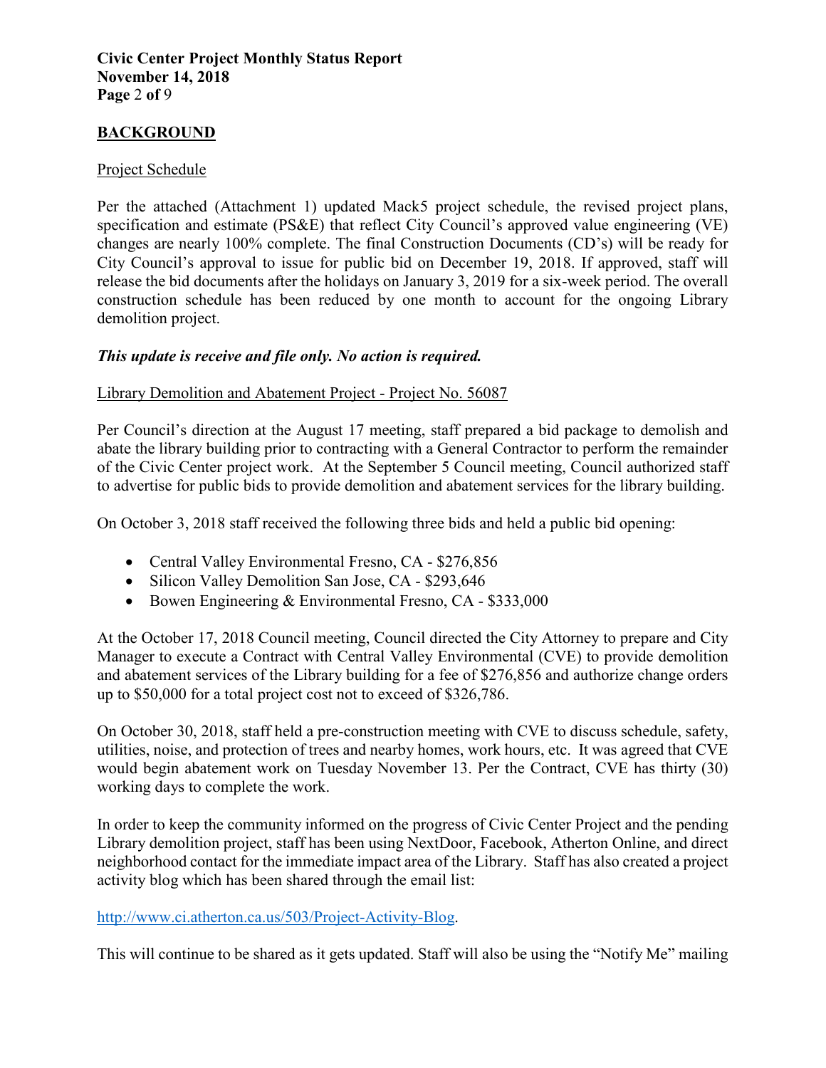## BACKGROUND

### Project Schedule

Per the attached (Attachment 1) updated Mack5 project schedule, the revised project plans, specification and estimate (PS&E) that reflect City Council's approved value engineering (VE) changes are nearly 100% complete. The final Construction Documents (CD's) will be ready for City Council's approval to issue for public bid on December 19, 2018. If approved, staff will release the bid documents after the holidays on January 3, 2019 for a six-week period. The overall construction schedule has been reduced by one month to account for the ongoing Library demolition project.

***This update is receive and file only. No action is required.***

### Library Demolition and Abatement Project - Project No. 56087

Per Council's direction at the August 17 meeting, staff prepared a bid package to demolish and abate the library building prior to contracting with a General Contractor to perform the remainder of the Civic Center project work. At the September 5 Council meeting, Council authorized staff to advertise for public bids to provide demolition and abatement services for the library building.

On October 3, 2018 staff received the following three bids and held a public bid opening:

- Central Valley Environmental Fresno, CA - $276,856
- Silicon Valley Demolition San Jose, CA - $293,646
- Bowen Engineering & Environmental Fresno, CA - $333,000

At the October 17, 2018 Council meeting, Council directed the City Attorney to prepare and City Manager to execute a Contract with Central Valley Environmental (CVE) to provide demolition and abatement services of the Library building for a fee of $276,856 and authorize change orders up to $50,000 for a total project cost not to exceed of $326,786.

On October 30, 2018, staff held a pre-construction meeting with CVE to discuss schedule, safety, utilities, noise, and protection of trees and nearby homes, work hours, etc. It was agreed that CVE would begin abatement work on Tuesday November 13. Per the Contract, CVE has thirty (30) working days to complete the work.

In order to keep the community informed on the progress of Civic Center Project and the pending Library demolition project, staff has been using NextDoor, Facebook, Atherton Online, and direct neighborhood contact for the immediate impact area of the Library. Staff has also created a project activity blog which has been shared through the email list:

http://www.ci.atherton.ca.us/503/Project-Activity-Blog.

This will continue to be shared as it gets updated. Staff will also be using the "Notify Me" mailing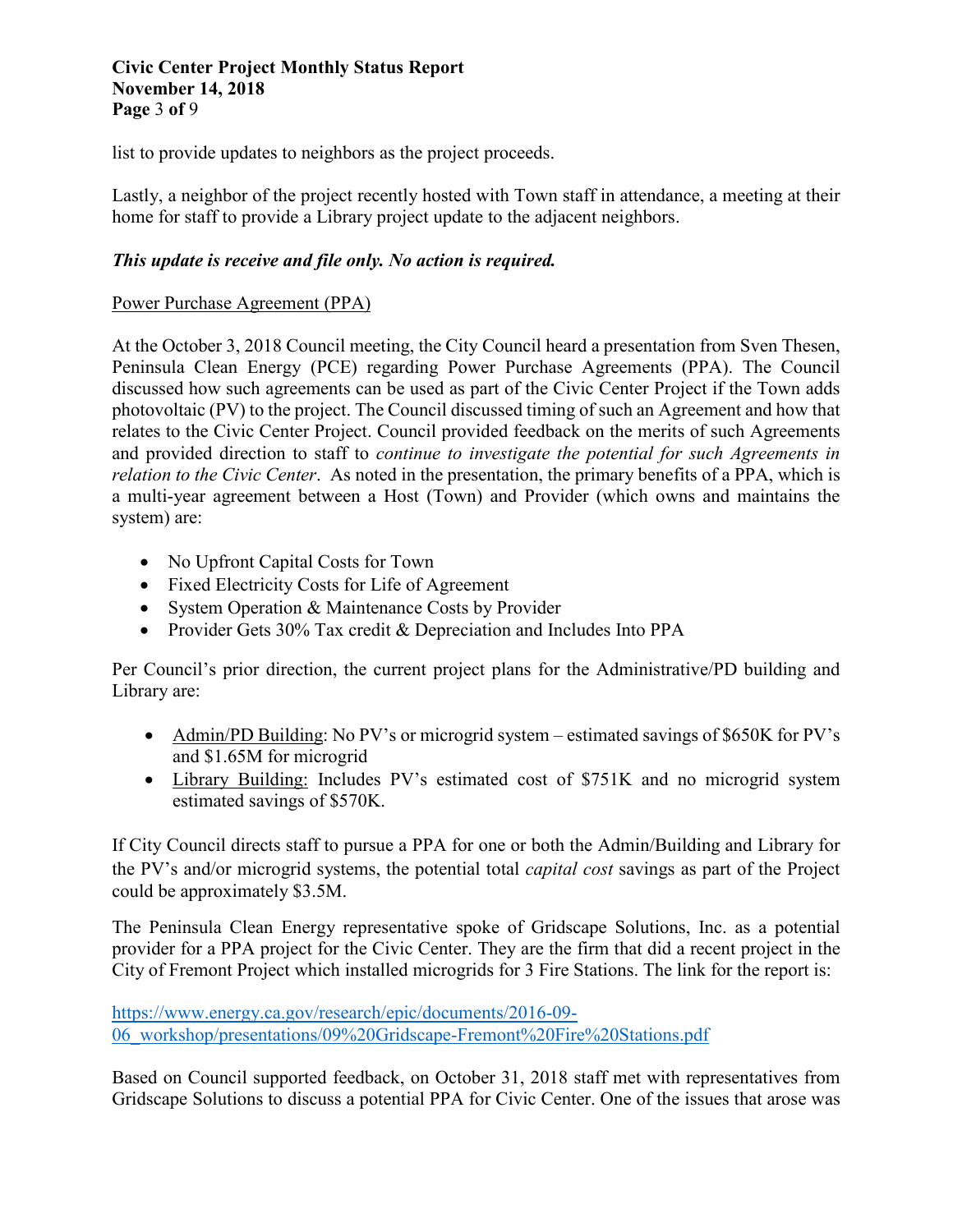list to provide updates to neighbors as the project proceeds.

Lastly, a neighbor of the project recently hosted with Town staff in attendance, a meeting at their home for staff to provide a Library project update to the adjacent neighbors.

***This update is receive and file only. No action is required.***

Power Purchase Agreement (PPA)

At the October 3, 2018 Council meeting, the City Council heard a presentation from Sven Thesen, Peninsula Clean Energy (PCE) regarding Power Purchase Agreements (PPA). The Council discussed how such agreements can be used as part of the Civic Center Project if the Town adds photovoltaic (PV) to the project. The Council discussed timing of such an Agreement and how that relates to the Civic Center Project. Council provided feedback on the merits of such Agreements and provided direction to staff to *continue to investigate the potential for such Agreements in relation to the Civic Center*. As noted in the presentation, the primary benefits of a PPA, which is a multi-year agreement between a Host (Town) and Provider (which owns and maintains the system) are:

- No Upfront Capital Costs for Town
- Fixed Electricity Costs for Life of Agreement
- System Operation & Maintenance Costs by Provider
- Provider Gets 30% Tax credit & Depreciation and Includes Into PPA

Per Council's prior direction, the current project plans for the Administrative/PD building and Library are:

- Admin/PD Building: No PV's or microgrid system – estimated savings of $650K for PV's and $1.65M for microgrid
- Library Building: Includes PV's estimated cost of $751K and no microgrid system estimated savings of $570K.

If City Council directs staff to pursue a PPA for one or both the Admin/Building and Library for the PV's and/or microgrid systems, the potential total *capital cost* savings as part of the Project could be approximately $3.5M.

The Peninsula Clean Energy representative spoke of Gridscape Solutions, Inc. as a potential provider for a PPA project for the Civic Center. They are the firm that did a recent project in the City of Fremont Project which installed microgrids for 3 Fire Stations. The link for the report is:

https://www.energy.ca.gov/research/epic/documents/2016-09-06_workshop/presentations/09%20Gridscape-Fremont%20Fire%20Stations.pdf

Based on Council supported feedback, on October 31, 2018 staff met with representatives from Gridscape Solutions to discuss a potential PPA for Civic Center. One of the issues that arose was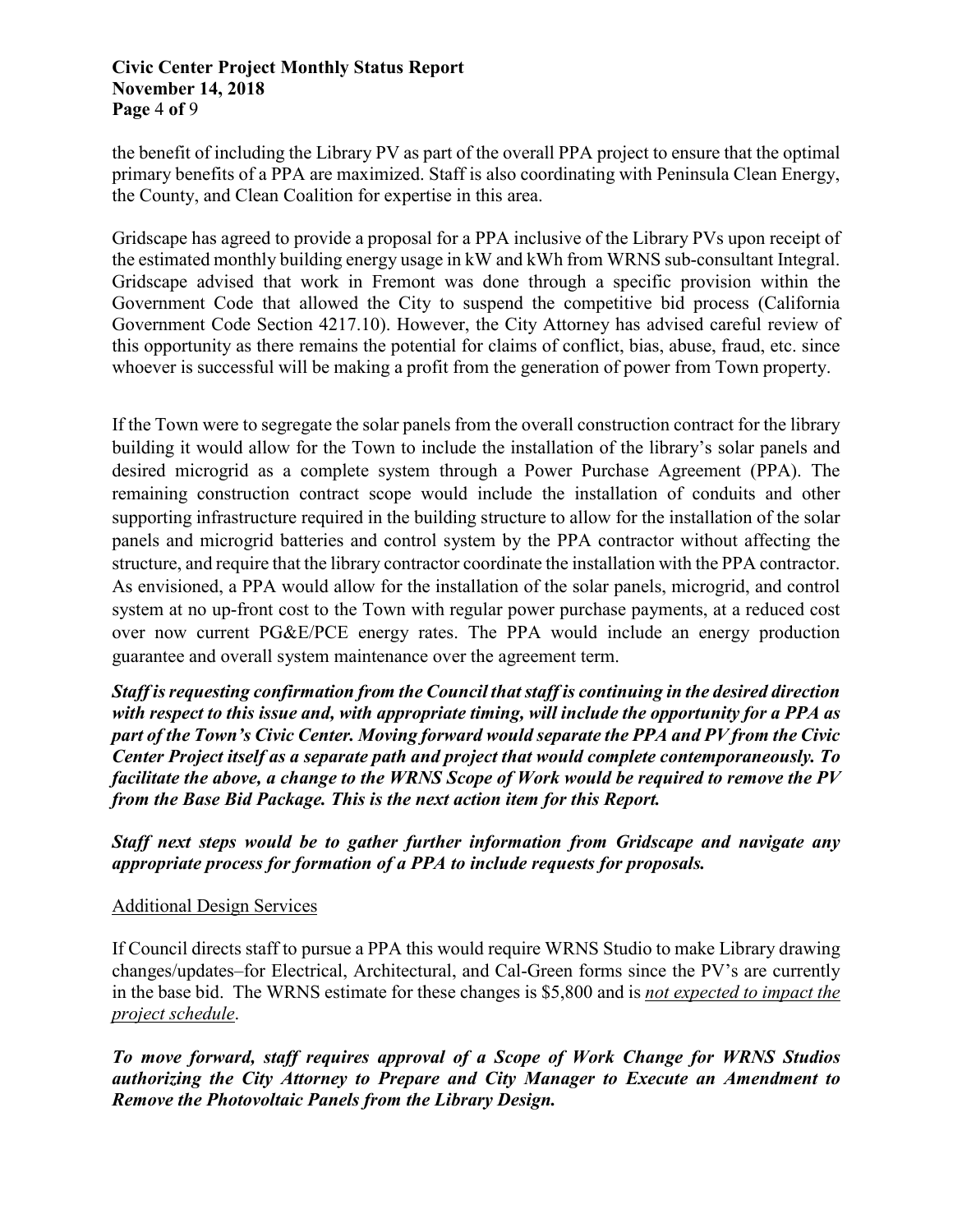the benefit of including the Library PV as part of the overall PPA project to ensure that the optimal primary benefits of a PPA are maximized. Staff is also coordinating with Peninsula Clean Energy, the County, and Clean Coalition for expertise in this area.

Gridscape has agreed to provide a proposal for a PPA inclusive of the Library PVs upon receipt of the estimated monthly building energy usage in kW and kWh from WRNS sub-consultant Integral. Gridscape advised that work in Fremont was done through a specific provision within the Government Code that allowed the City to suspend the competitive bid process (California Government Code Section 4217.10). However, the City Attorney has advised careful review of this opportunity as there remains the potential for claims of conflict, bias, abuse, fraud, etc. since whoever is successful will be making a profit from the generation of power from Town property.

If the Town were to segregate the solar panels from the overall construction contract for the library building it would allow for the Town to include the installation of the library's solar panels and desired microgrid as a complete system through a Power Purchase Agreement (PPA). The remaining construction contract scope would include the installation of conduits and other supporting infrastructure required in the building structure to allow for the installation of the solar panels and microgrid batteries and control system by the PPA contractor without affecting the structure, and require that the library contractor coordinate the installation with the PPA contractor. As envisioned, a PPA would allow for the installation of the solar panels, microgrid, and control system at no up-front cost to the Town with regular power purchase payments, at a reduced cost over now current PG&E/PCE energy rates. The PPA would include an energy production guarantee and overall system maintenance over the agreement term.

***Staff is requesting confirmation from the Council that staff is continuing in the desired direction with respect to this issue and, with appropriate timing, will include the opportunity for a PPA as part of the Town's Civic Center. Moving forward would separate the PPA and PV from the Civic Center Project itself as a separate path and project that would complete contemporaneously. To facilitate the above, a change to the WRNS Scope of Work would be required to remove the PV from the Base Bid Package. This is the next action item for this Report.***

***Staff next steps would be to gather further information from Gridscape and navigate any appropriate process for formation of a PPA to include requests for proposals.***

<u>Additional Design Services</u>

If Council directs staff to pursue a PPA this would require WRNS Studio to make Library drawing changes/updates–for Electrical, Architectural, and Cal-Green forms since the PV's are currently in the base bid. The WRNS estimate for these changes is $5,800 and is *<u>not expected to impact the project schedule</u>*.

***To move forward, staff requires approval of a Scope of Work Change for WRNS Studios authorizing the City Attorney to Prepare and City Manager to Execute an Amendment to Remove the Photovoltaic Panels from the Library Design.***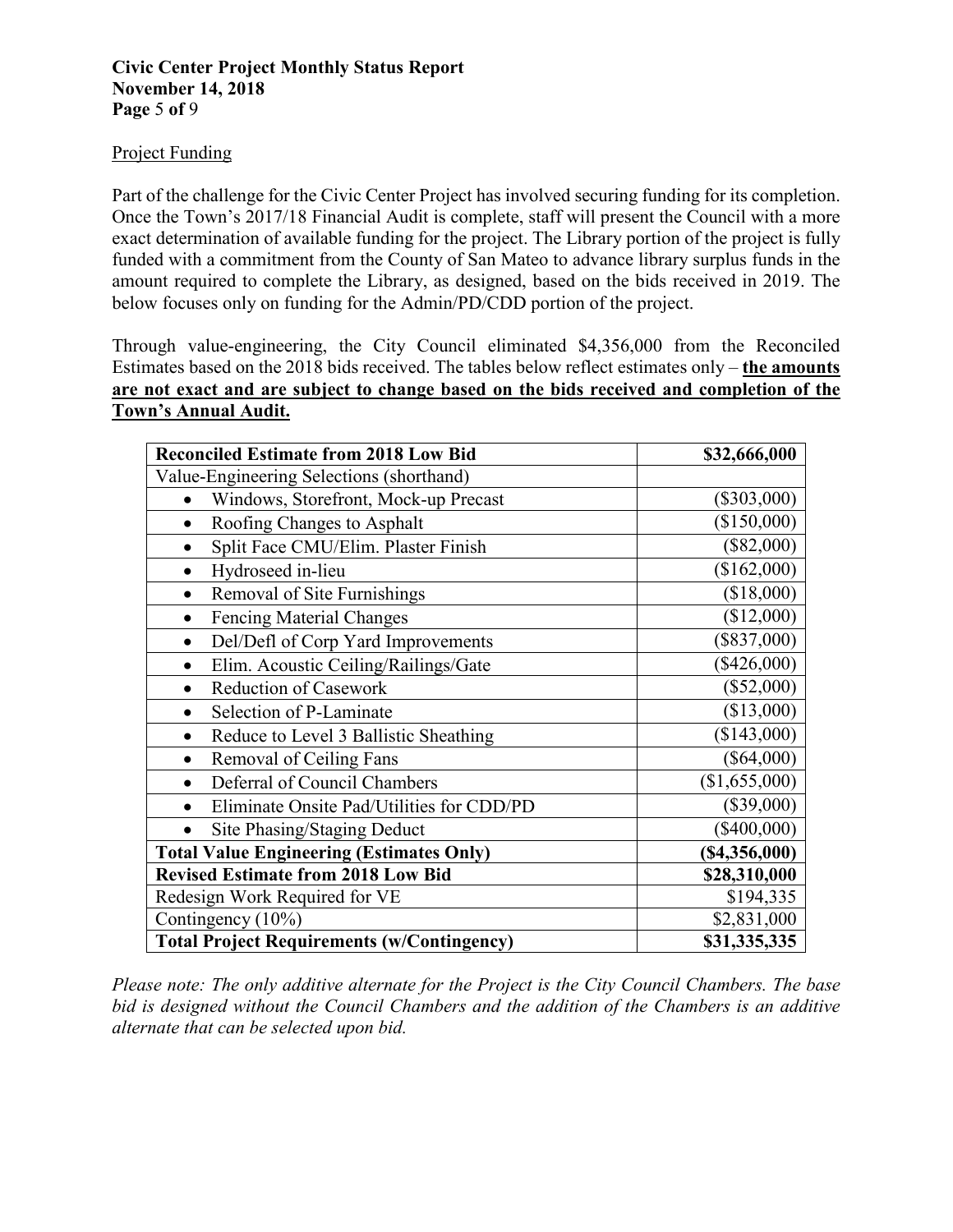Project Funding

Part of the challenge for the Civic Center Project has involved securing funding for its completion. Once the Town's 2017/18 Financial Audit is complete, staff will present the Council with a more exact determination of available funding for the project. The Library portion of the project is fully funded with a commitment from the County of San Mateo to advance library surplus funds in the amount required to complete the Library, as designed, based on the bids received in 2019. The below focuses only on funding for the Admin/PD/CDD portion of the project.

Through value-engineering, the City Council eliminated $4,356,000 from the Reconciled Estimates based on the 2018 bids received. The tables below reflect estimates only – **the amounts are not exact and are subject to change based on the bids received and completion of the Town's Annual Audit.**

| **Reconciled Estimate from 2018 Low Bid** | **$32,666,000** |
|---|---:|
| Value-Engineering Selections (shorthand) | |
| • Windows, Storefront, Mock-up Precast | ($303,000) |
| • Roofing Changes to Asphalt | ($150,000) |
| • Split Face CMU/Elim. Plaster Finish | ($82,000) |
| • Hydroseed in-lieu | ($162,000) |
| • Removal of Site Furnishings | ($18,000) |
| • Fencing Material Changes | ($12,000) |
| • Del/Defl of Corp Yard Improvements | ($837,000) |
| • Elim. Acoustic Ceiling/Railings/Gate | ($426,000) |
| • Reduction of Casework | ($52,000) |
| • Selection of P-Laminate | ($13,000) |
| • Reduce to Level 3 Ballistic Sheathing | ($143,000) |
| • Removal of Ceiling Fans | ($64,000) |
| • Deferral of Council Chambers | ($1,655,000) |
| • Eliminate Onsite Pad/Utilities for CDD/PD | ($39,000) |
| • Site Phasing/Staging Deduct | ($400,000) |
| **Total Value Engineering (Estimates Only)** | **($4,356,000)** |
| **Revised Estimate from 2018 Low Bid** | **$28,310,000** |
| Redesign Work Required for VE | $194,335 |
| Contingency (10%) | $2,831,000 |
| **Total Project Requirements (w/Contingency)** | **$31,335,335** |

*Please note: The only additive alternate for the Project is the City Council Chambers. The base bid is designed without the Council Chambers and the addition of the Chambers is an additive alternate that can be selected upon bid.*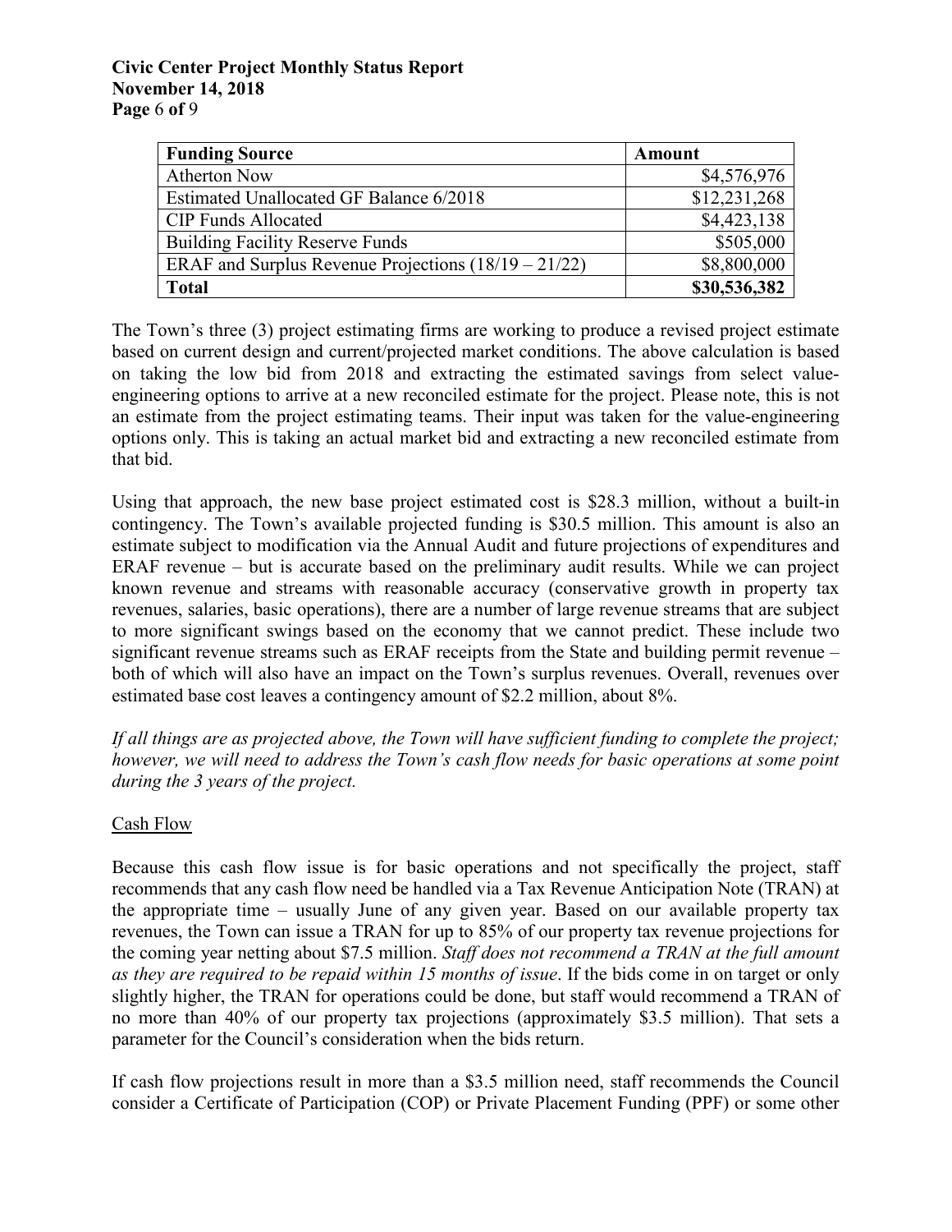| **Funding Source** | **Amount** |
|---|---|
| Atherton Now | $4,576,976 |
| Estimated Unallocated GF Balance 6/2018 | $12,231,268 |
| CIP Funds Allocated | $4,423,138 |
| Building Facility Reserve Funds | $505,000 |
| ERAF and Surplus Revenue Projections (18/19 – 21/22) | $8,800,000 |
| **Total** | **$30,536,382** |

The Town's three (3) project estimating firms are working to produce a revised project estimate based on current design and current/projected market conditions. The above calculation is based on taking the low bid from 2018 and extracting the estimated savings from select value-engineering options to arrive at a new reconciled estimate for the project. Please note, this is not an estimate from the project estimating teams. Their input was taken for the value-engineering options only. This is taking an actual market bid and extracting a new reconciled estimate from that bid.

Using that approach, the new base project estimated cost is $28.3 million, without a built-in contingency. The Town's available projected funding is $30.5 million. This amount is also an estimate subject to modification via the Annual Audit and future projections of expenditures and ERAF revenue – but is accurate based on the preliminary audit results. While we can project known revenue and streams with reasonable accuracy (conservative growth in property tax revenues, salaries, basic operations), there are a number of large revenue streams that are subject to more significant swings based on the economy that we cannot predict. These include two significant revenue streams such as ERAF receipts from the State and building permit revenue – both of which will also have an impact on the Town's surplus revenues. Overall, revenues over estimated base cost leaves a contingency amount of $2.2 million, about 8%.

*If all things are as projected above, the Town will have sufficient funding to complete the project; however, we will need to address the Town's cash flow needs for basic operations at some point during the 3 years of the project.*

Cash Flow

Because this cash flow issue is for basic operations and not specifically the project, staff recommends that any cash flow need be handled via a Tax Revenue Anticipation Note (TRAN) at the appropriate time – usually June of any given year. Based on our available property tax revenues, the Town can issue a TRAN for up to 85% of our property tax revenue projections for the coming year netting about $7.5 million. *Staff does not recommend a TRAN at the full amount as they are required to be repaid within 15 months of issue*. If the bids come in on target or only slightly higher, the TRAN for operations could be done, but staff would recommend a TRAN of no more than 40% of our property tax projections (approximately $3.5 million). That sets a parameter for the Council's consideration when the bids return.

If cash flow projections result in more than a $3.5 million need, staff recommends the Council consider a Certificate of Participation (COP) or Private Placement Funding (PPF) or some other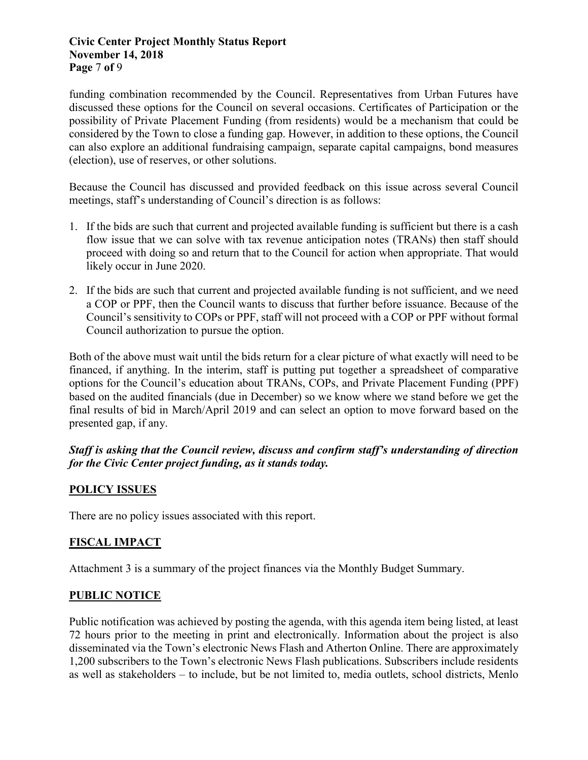funding combination recommended by the Council. Representatives from Urban Futures have discussed these options for the Council on several occasions. Certificates of Participation or the possibility of Private Placement Funding (from residents) would be a mechanism that could be considered by the Town to close a funding gap. However, in addition to these options, the Council can also explore an additional fundraising campaign, separate capital campaigns, bond measures (election), use of reserves, or other solutions.

Because the Council has discussed and provided feedback on this issue across several Council meetings, staff's understanding of Council's direction is as follows:

1. If the bids are such that current and projected available funding is sufficient but there is a cash flow issue that we can solve with tax revenue anticipation notes (TRANs) then staff should proceed with doing so and return that to the Council for action when appropriate. That would likely occur in June 2020.
2. If the bids are such that current and projected available funding is not sufficient, and we need a COP or PPF, then the Council wants to discuss that further before issuance. Because of the Council's sensitivity to COPs or PPF, staff will not proceed with a COP or PPF without formal Council authorization to pursue the option.

Both of the above must wait until the bids return for a clear picture of what exactly will need to be financed, if anything. In the interim, staff is putting put together a spreadsheet of comparative options for the Council's education about TRANs, COPs, and Private Placement Funding (PPF) based on the audited financials (due in December) so we know where we stand before we get the final results of bid in March/April 2019 and can select an option to move forward based on the presented gap, if any.

***Staff is asking that the Council review, discuss and confirm staff's understanding of direction for the Civic Center project funding, as it stands today.***

## POLICY ISSUES

There are no policy issues associated with this report.

## FISCAL IMPACT

Attachment 3 is a summary of the project finances via the Monthly Budget Summary.

## PUBLIC NOTICE

Public notification was achieved by posting the agenda, with this agenda item being listed, at least 72 hours prior to the meeting in print and electronically. Information about the project is also disseminated via the Town's electronic News Flash and Atherton Online. There are approximately 1,200 subscribers to the Town's electronic News Flash publications. Subscribers include residents as well as stakeholders – to include, but be not limited to, media outlets, school districts, Menlo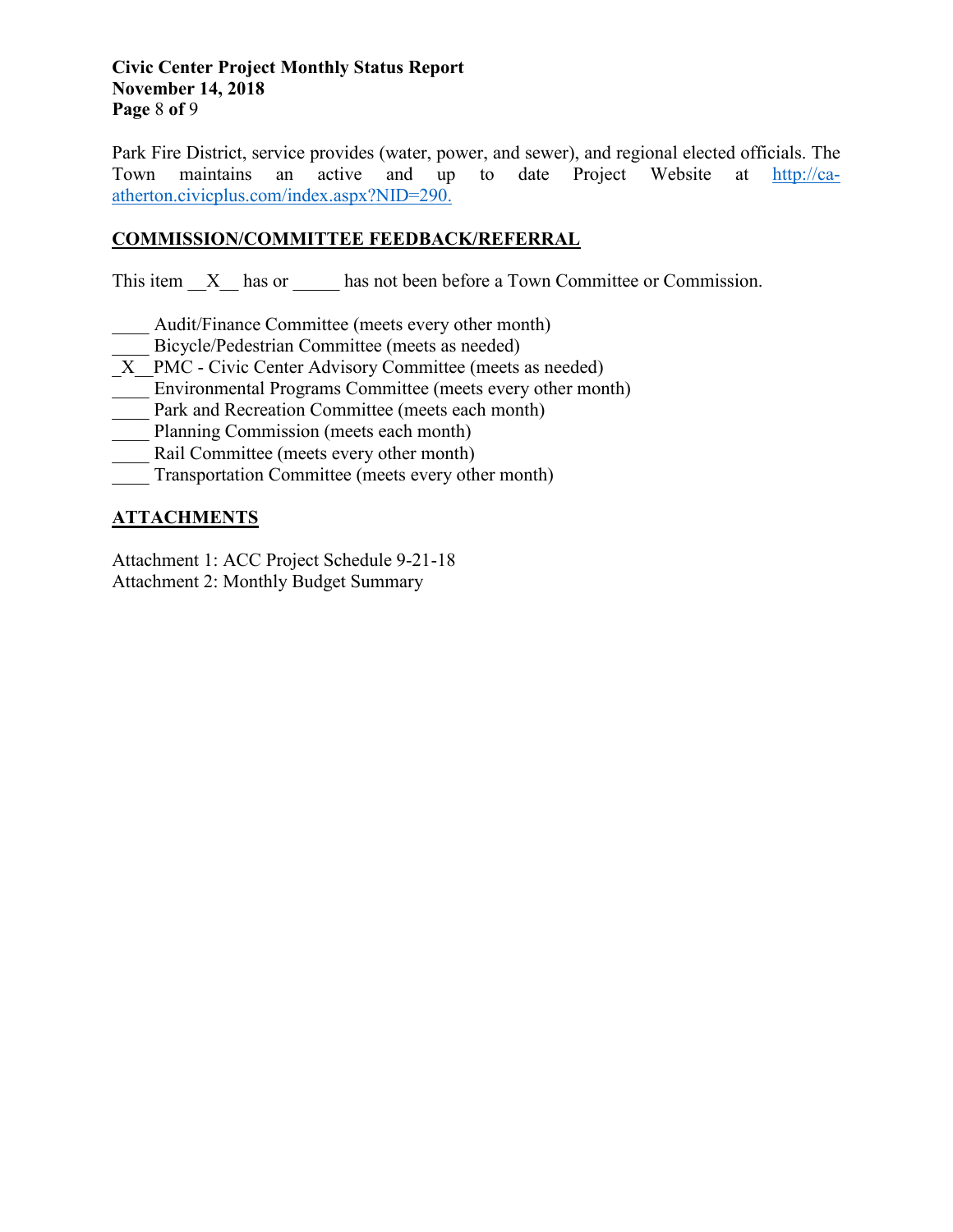Park Fire District, service provides (water, power, and sewer), and regional elected officials. The Town maintains an active and up to date Project Website at [http://ca-atherton.civicplus.com/index.aspx?NID=290.](http://ca-atherton.civicplus.com/index.aspx?NID=290)

## COMMISSION/COMMITTEE FEEDBACK/REFERRAL

This item \_\_X\_\_ has or \_\_\_\_\_ has not been before a Town Committee or Commission.

\_\_\_\_ Audit/Finance Committee (meets every other month)
\_\_\_\_ Bicycle/Pedestrian Committee (meets as needed)
\_X\_\_PMC - Civic Center Advisory Committee (meets as needed)
\_\_\_\_ Environmental Programs Committee (meets every other month)
\_\_\_\_ Park and Recreation Committee (meets each month)
\_\_\_\_ Planning Commission (meets each month)
\_\_\_\_ Rail Committee (meets every other month)
\_\_\_\_ Transportation Committee (meets every other month)

## ATTACHMENTS

Attachment 1: ACC Project Schedule 9-21-18
Attachment 2: Monthly Budget Summary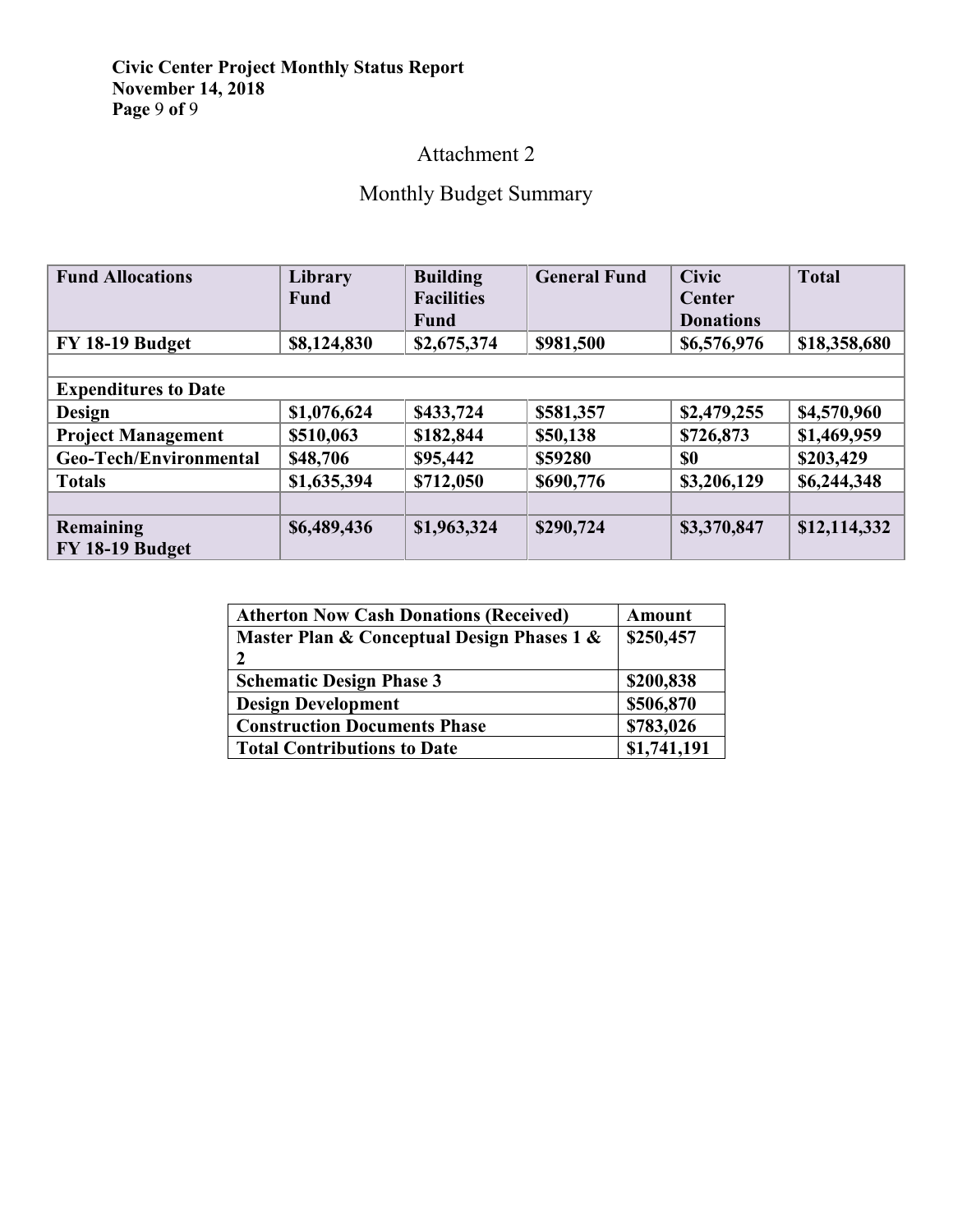# Attachment 2

## Monthly Budget Summary

| Fund Allocations | Library Fund | Building Facilities Fund | General Fund | Civic Center Donations | Total |
|---|---|---|---|---|---|
| FY 18-19 Budget | $8,124,830 | $2,675,374 | $981,500 | $6,576,976 | $18,358,680 |
| | | | | | |
| **Expenditures to Date** | | | | | |
| Design | $1,076,624 | $433,724 | $581,357 | $2,479,255 | $4,570,960 |
| Project Management | $510,063 | $182,844 | $50,138 | $726,873 | $1,469,959 |
| Geo-Tech/Environmental | $48,706 | $95,442 | $59280 | $0 | $203,429 |
| Totals | $1,635,394 | $712,050 | $690,776 | $3,206,129 | $6,244,348 |
| | | | | | |
| Remaining FY 18-19 Budget | $6,489,436 | $1,963,324 | $290,724 | $3,370,847 | $12,114,332 |

| Atherton Now Cash Donations (Received) | Amount |
|---|---|
| Master Plan & Conceptual Design Phases 1 & 2 | $250,457 |
| Schematic Design Phase 3 | $200,838 |
| Design Development | $506,870 |
| Construction Documents Phase | $783,026 |
| Total Contributions to Date | $1,741,191 |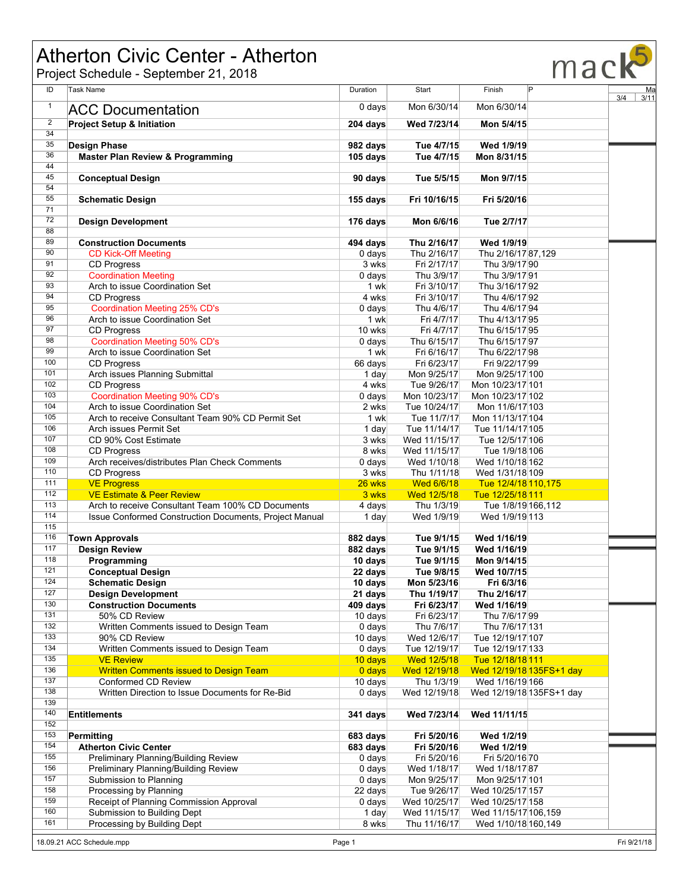# Atherton Civic Center - Atherton

Project Schedule - September 21, 2018

mack5

| ID | Task Name | Duration | Start | Finish | P |
|---|---|---|---|---|---|
| 1 | ACC Documentation | 0 days | Mon 6/30/14 | Mon 6/30/14 | |
| 2 | **Project Setup & Initiation** | **204 days** | **Wed 7/23/14** | **Mon 5/4/15** | |
| 34 | | | | | |
| 35 | **Design Phase** | **982 days** | **Tue 4/7/15** | **Wed 1/9/19** | |
| 36 | **Master Plan Review & Programming** | **105 days** | **Tue 4/7/15** | **Mon 8/31/15** | |
| 44 | | | | | |
| 45 | **Conceptual Design** | **90 days** | **Tue 5/5/15** | **Mon 9/7/15** | |
| 54 | | | | | |
| 55 | **Schematic Design** | **155 days** | **Fri 10/16/15** | **Fri 5/20/16** | |
| 71 | | | | | |
| 72 | **Design Development** | **176 days** | **Mon 6/6/16** | **Tue 2/7/17** | |
| 88 | | | | | |
| 89 | **Construction Documents** | **494 days** | **Thu 2/16/17** | **Wed 1/9/19** | |
| 90 | CD Kick-Off Meeting | 0 days | Thu 2/16/17 | Thu 2/16/17 | 87,129 |
| 91 | CD Progress | 3 wks | Fri 2/17/17 | Thu 3/9/17 | 90 |
| 92 | Coordination Meeting | 0 days | Thu 3/9/17 | Thu 3/9/17 | 91 |
| 93 | Arch to issue Coordination Set | 1 wk | Fri 3/10/17 | Thu 3/16/17 | 92 |
| 94 | CD Progress | 4 wks | Fri 3/10/17 | Thu 4/6/17 | 92 |
| 95 | Coordination Meeting 25% CD's | 0 days | Thu 4/6/17 | Thu 4/6/17 | 94 |
| 96 | Arch to issue Coordination Set | 1 wk | Fri 4/7/17 | Thu 4/13/17 | 95 |
| 97 | CD Progress | 10 wks | Fri 4/7/17 | Thu 6/15/17 | 95 |
| 98 | Coordination Meeting 50% CD's | 0 days | Thu 6/15/17 | Thu 6/15/17 | 97 |
| 99 | Arch to issue Coordination Set | 1 wk | Fri 6/16/17 | Thu 6/22/17 | 98 |
| 100 | CD Progress | 66 days | Fri 6/23/17 | Fri 9/22/17 | 99 |
| 101 | Arch issues Planning Submittal | 1 day | Mon 9/25/17 | Mon 9/25/17 | 100 |
| 102 | CD Progress | 4 wks | Tue 9/26/17 | Mon 10/23/17 | 101 |
| 103 | Coordination Meeting 90% CD's | 0 days | Mon 10/23/17 | Mon 10/23/17 | 102 |
| 104 | Arch to issue Coordination Set | 2 wks | Tue 10/24/17 | Mon 11/6/17 | 103 |
| 105 | Arch to receive Consultant Team 90% CD Permit Set | 1 wk | Tue 11/7/17 | Mon 11/13/17 | 104 |
| 106 | Arch issues Permit Set | 1 day | Tue 11/14/17 | Tue 11/14/17 | 105 |
| 107 | CD 90% Cost Estimate | 3 wks | Wed 11/15/17 | Tue 12/5/17 | 106 |
| 108 | CD Progress | 8 wks | Wed 11/15/17 | Tue 1/9/18 | 106 |
| 109 | Arch receives/distributes Plan Check Comments | 0 days | Wed 1/10/18 | Wed 1/10/18 | 162 |
| 110 | CD Progress | 3 wks | Thu 1/11/18 | Wed 1/31/18 | 109 |
| 111 | VE Progress | 26 wks | Wed 6/6/18 | Tue 12/4/18 | 110,175 |
| 112 | VE Estimate & Peer Review | 3 wks | Wed 12/5/18 | Tue 12/25/18 | 111 |
| 113 | Arch to receive Consultant Team 100% CD Documents | 4 days | Thu 1/3/19 | Tue 1/8/19 | 166,112 |
| 114 | Issue Conformed Construction Documents, Project Manual | 1 day | Wed 1/9/19 | Wed 1/9/19 | 113 |
| 115 | | | | | |
| 116 | **Town Approvals** | **882 days** | **Tue 9/1/15** | **Wed 1/16/19** | |
| 117 | **Design Review** | **882 days** | **Tue 9/1/15** | **Wed 1/16/19** | |
| 118 | **Programming** | **10 days** | **Tue 9/1/15** | **Mon 9/14/15** | |
| 121 | **Conceptual Design** | **22 days** | **Tue 9/8/15** | **Wed 10/7/15** | |
| 124 | **Schematic Design** | **10 days** | **Mon 5/23/16** | **Fri 6/3/16** | |
| 127 | **Design Development** | **21 days** | **Thu 1/19/17** | **Thu 2/16/17** | |
| 130 | **Construction Documents** | **409 days** | **Fri 6/23/17** | **Wed 1/16/19** | |
| 131 | 50% CD Review | 10 days | Fri 6/23/17 | Thu 7/6/17 | 99 |
| 132 | Written Comments issued to Design Team | 0 days | Thu 7/6/17 | Thu 7/6/17 | 131 |
| 133 | 90% CD Review | 10 days | Wed 12/6/17 | Tue 12/19/17 | 107 |
| 134 | Written Comments issued to Design Team | 0 days | Tue 12/19/17 | Tue 12/19/17 | 133 |
| 135 | VE Review | 10 days | Wed 12/5/18 | Tue 12/18/18 | 111 |
| 136 | Written Comments issued to Design Team | 0 days | Wed 12/19/18 | Wed 12/19/18 | 135FS+1 day |
| 137 | Conformed CD Review | 10 days | Thu 1/3/19 | Wed 1/16/19 | 166 |
| 138 | Written Direction to Issue Documents for Re-Bid | 0 days | Wed 12/19/18 | Wed 12/19/18 | 135FS+1 day |
| 139 | | | | | |
| 140 | **Entitlements** | **341 days** | **Wed 7/23/14** | **Wed 11/11/15** | |
| 152 | | | | | |
| 153 | **Permitting** | **683 days** | **Fri 5/20/16** | **Wed 1/2/19** | |
| 154 | **Atherton Civic Center** | **683 days** | **Fri 5/20/16** | **Wed 1/2/19** | |
| 155 | Preliminary Planning/Building Review | 0 days | Fri 5/20/16 | Fri 5/20/16 | 70 |
| 156 | Preliminary Planning/Building Review | 0 days | Wed 1/18/17 | Wed 1/18/17 | 87 |
| 157 | Submission to Planning | 0 days | Mon 9/25/17 | Mon 9/25/17 | 101 |
| 158 | Processing by Planning | 22 days | Tue 9/26/17 | Wed 10/25/17 | 157 |
| 159 | Receipt of Planning Commission Approval | 0 days | Wed 10/25/17 | Wed 10/25/17 | 158 |
| 160 | Submission to Building Dept | 1 day | Wed 11/15/17 | Wed 11/15/17 | 106,159 |
| 161 | Processing by Building Dept | 8 wks | Thu 11/16/17 | Wed 1/10/18 | 160,149 |

18.09.21 ACC Schedule.mpp — Fri 9/21/18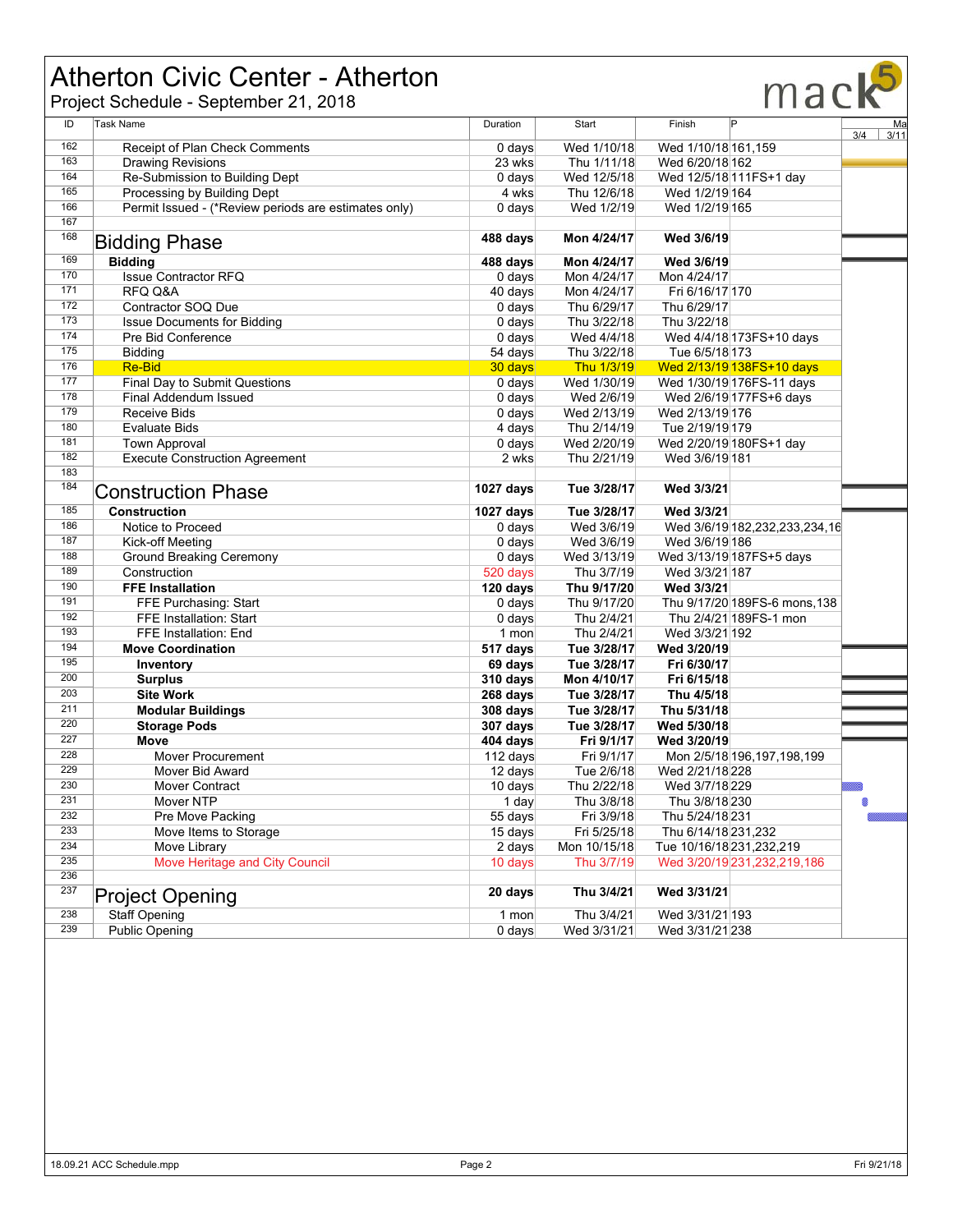# Atherton Civic Center - Atherton

Project Schedule - September 21, 2018

| ID | Task Name | Duration | Start | Finish | P |
|---|---|---|---|---|---|
| 162 | Receipt of Plan Check Comments | 0 days | Wed 1/10/18 | Wed 1/10/18 | 161,159 |
| 163 | Drawing Revisions | 23 wks | Thu 1/11/18 | Wed 6/20/18 | 162 |
| 164 | Re-Submission to Building Dept | 0 days | Wed 12/5/18 | Wed 12/5/18 | 111FS+1 day |
| 165 | Processing by Building Dept | 4 wks | Thu 12/6/18 | Wed 1/2/19 | 164 |
| 166 | Permit Issued - (*Review periods are estimates only) | 0 days | Wed 1/2/19 | Wed 1/2/19 | 165 |
| 167 | | | | | |
| 168 | **Bidding Phase** | **488 days** | **Mon 4/24/17** | **Wed 3/6/19** | |
| 169 | **Bidding** | **488 days** | **Mon 4/24/17** | **Wed 3/6/19** | |
| 170 | Issue Contractor RFQ | 0 days | Mon 4/24/17 | Mon 4/24/17 | |
| 171 | RFQ Q&A | 40 days | Mon 4/24/17 | Fri 6/16/17 | 170 |
| 172 | Contractor SOQ Due | 0 days | Thu 6/29/17 | Thu 6/29/17 | |
| 173 | Issue Documents for Bidding | 0 days | Thu 3/22/18 | Thu 3/22/18 | |
| 174 | Pre Bid Conference | 0 days | Wed 4/4/18 | Wed 4/4/18 | 173FS+10 days |
| 175 | Bidding | 54 days | Thu 3/22/18 | Tue 6/5/18 | 173 |
| 176 | Re-Bid | 30 days | Thu 1/3/19 | Wed 2/13/19 | 138FS+10 days |
| 177 | Final Day to Submit Questions | 0 days | Wed 1/30/19 | Wed 1/30/19 | 176FS-11 days |
| 178 | Final Addendum Issued | 0 days | Wed 2/6/19 | Wed 2/6/19 | 177FS+6 days |
| 179 | Receive Bids | 0 days | Wed 2/13/19 | Wed 2/13/19 | 176 |
| 180 | Evaluate Bids | 4 days | Thu 2/14/19 | Tue 2/19/19 | 179 |
| 181 | Town Approval | 0 days | Wed 2/20/19 | Wed 2/20/19 | 180FS+1 day |
| 182 | Execute Construction Agreement | 2 wks | Thu 2/21/19 | Wed 3/6/19 | 181 |
| 183 | | | | | |
| 184 | **Construction Phase** | **1027 days** | **Tue 3/28/17** | **Wed 3/3/21** | |
| 185 | **Construction** | **1027 days** | **Tue 3/28/17** | **Wed 3/3/21** | |
| 186 | Notice to Proceed | 0 days | Wed 3/6/19 | Wed 3/6/19 | 182,232,233,234,16 |
| 187 | Kick-off Meeting | 0 days | Wed 3/6/19 | Wed 3/6/19 | 186 |
| 188 | Ground Breaking Ceremony | 0 days | Wed 3/13/19 | Wed 3/13/19 | 187FS+5 days |
| 189 | Construction | 520 days | Thu 3/7/19 | Wed 3/3/21 | 187 |
| 190 | **FFE Installation** | **120 days** | **Thu 9/17/20** | **Wed 3/3/21** | |
| 191 | FFE Purchasing: Start | 0 days | Thu 9/17/20 | Thu 9/17/20 | 189FS-6 mons,138 |
| 192 | FFE Installation: Start | 0 days | Thu 2/4/21 | Thu 2/4/21 | 189FS-1 mon |
| 193 | FFE Installation: End | 1 mon | Thu 2/4/21 | Wed 3/3/21 | 192 |
| 194 | **Move Coordination** | **517 days** | **Tue 3/28/17** | **Wed 3/20/19** | |
| 195 | **Inventory** | **69 days** | **Tue 3/28/17** | **Fri 6/30/17** | |
| 200 | **Surplus** | **310 days** | **Mon 4/10/17** | **Fri 6/15/18** | |
| 203 | **Site Work** | **268 days** | **Tue 3/28/17** | **Thu 4/5/18** | |
| 211 | **Modular Buildings** | **308 days** | **Tue 3/28/17** | **Thu 5/31/18** | |
| 220 | **Storage Pods** | **307 days** | **Tue 3/28/17** | **Wed 5/30/18** | |
| 227 | **Move** | **404 days** | **Fri 9/1/17** | **Wed 3/20/19** | |
| 228 | Mover Procurement | 112 days | Fri 9/1/17 | Mon 2/5/18 | 196,197,198,199 |
| 229 | Mover Bid Award | 12 days | Tue 2/6/18 | Wed 2/21/18 | 228 |
| 230 | Mover Contract | 10 days | Thu 2/22/18 | Wed 3/7/18 | 229 |
| 231 | Mover NTP | 1 day | Thu 3/8/18 | Thu 3/8/18 | 230 |
| 232 | Pre Move Packing | 55 days | Fri 3/9/18 | Thu 5/24/18 | 231 |
| 233 | Move Items to Storage | 15 days | Fri 5/25/18 | Thu 6/14/18 | 231,232 |
| 234 | Move Library | 2 days | Mon 10/15/18 | Tue 10/16/18 | 231,232,219 |
| 235 | Move Heritage and City Council | 10 days | Thu 3/7/19 | Wed 3/20/19 | 231,232,219,186 |
| 236 | | | | | |
| 237 | **Project Opening** | **20 days** | **Thu 3/4/21** | **Wed 3/31/21** | |
| 238 | Staff Opening | 1 mon | Thu 3/4/21 | Wed 3/31/21 | 193 |
| 239 | Public Opening | 0 days | Wed 3/31/21 | Wed 3/31/21 | 238 |

18.09.21 ACC Schedule.mpp

Fri 9/21/18